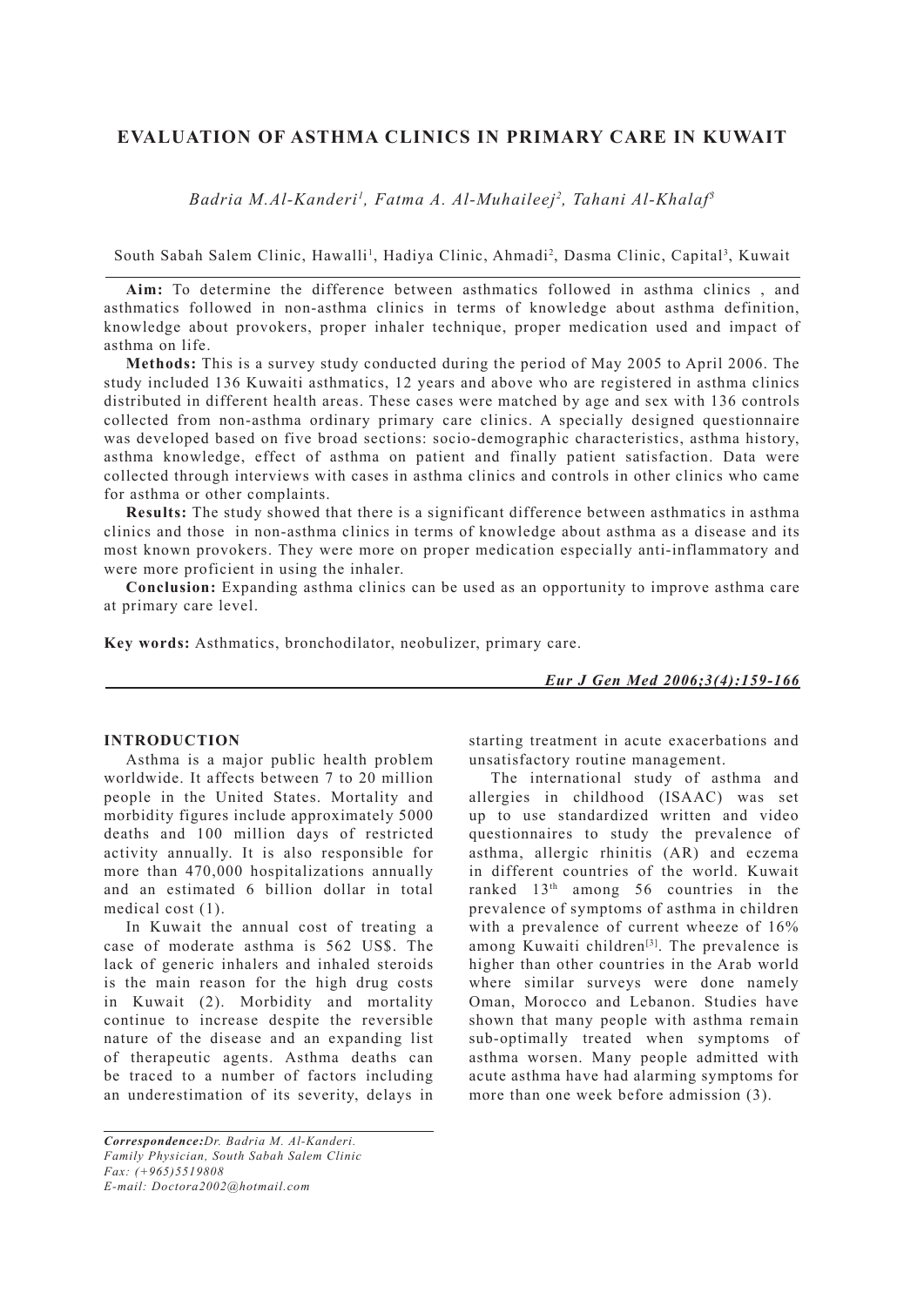# EVALUATION OF ASTHMA CLINICS IN PRIMARY CARE IN KUWAIT

*Badria M.Al-Kanderi[1], Fatma A. Al-Muhaileej[2], Tahani Al-Khalaf[3]*

South Sabah Salem Clinic, Hawalli[1], Hadiya Clinic, Ahmadi[2], Dasma Clinic, Capital[3], Kuwait

**Aim:** To determine the difference between asthmatics followed in asthma clinics , and asthmatics followed in non-asthma clinics in terms of knowledge about asthma definition, knowledge about provokers, proper inhaler technique, proper medication used and impact of asthma on life.

**Methods:** This is a survey study conducted during the period of May 2005 to April 2006. The study included 136 Kuwaiti asthmatics, 12 years and above who are registered in asthma clinics distributed in different health areas. These cases were matched by age and sex with 136 controls collected from non-asthma ordinary primary care clinics. A specially designed questionnaire was developed based on five broad sections: socio-demographic characteristics, asthma history, asthma knowledge, effect of asthma on patient and finally patient satisfaction. Data were collected through interviews with cases in asthma clinics and controls in other clinics who came for asthma or other complaints.

**Results:** The study showed that there is a significant difference between asthmatics in asthma clinics and those in non-asthma clinics in terms of knowledge about asthma as a disease and its most known provokers. They were more on proper medication especially anti-inflammatory and were more proficient in using the inhaler.

**Conclusion:** Expanding asthma clinics can be used as an opportunity to improve asthma care at primary care level.

**Key words:** Asthmatics, bronchodilator, neobulizer, primary care.

## INTRODUCTION

Asthma is a major public health problem worldwide. It affects between 7 to 20 million people in the United States. Mortality and morbidity figures include approximately 5000 deaths and 100 million days of restricted activity annually. It is also responsible for more than 470,000 hospitalizations annually and an estimated 6 billion dollar in total medical cost (1).

In Kuwait the annual cost of treating a case of moderate asthma is 562 US$. The lack of generic inhalers and inhaled steroids is the main reason for the high drug costs in Kuwait (2). Morbidity and mortality continue to increase despite the reversible nature of the disease and an expanding list of therapeutic agents. Asthma deaths can be traced to a number of factors including an underestimation of its severity, delays in starting treatment in acute exacerbations and unsatisfactory routine management.

The international study of asthma and allergies in childhood (ISAAC) was set up to use standardized written and video questionnaires to study the prevalence of asthma, allergic rhinitis (AR) and eczema in different countries of the world. Kuwait ranked 13th among 56 countries in the prevalence of symptoms of asthma in children with a prevalence of current wheeze of 16% among Kuwaiti children[3]. The prevalence is higher than other countries in the Arab world where similar surveys were done namely Oman, Morocco and Lebanon. Studies have shown that many people with asthma remain sub-optimally treated when symptoms of asthma worsen. Many people admitted with acute asthma have had alarming symptoms for more than one week before admission (3).

*Correspondence:Dr. Badria M. Al-Kanderi.*
*Family Physician, South Sabah Salem Clinic*
*Fax: (+965)5519808*
*E-mail: Doctora2002@hotmail.com*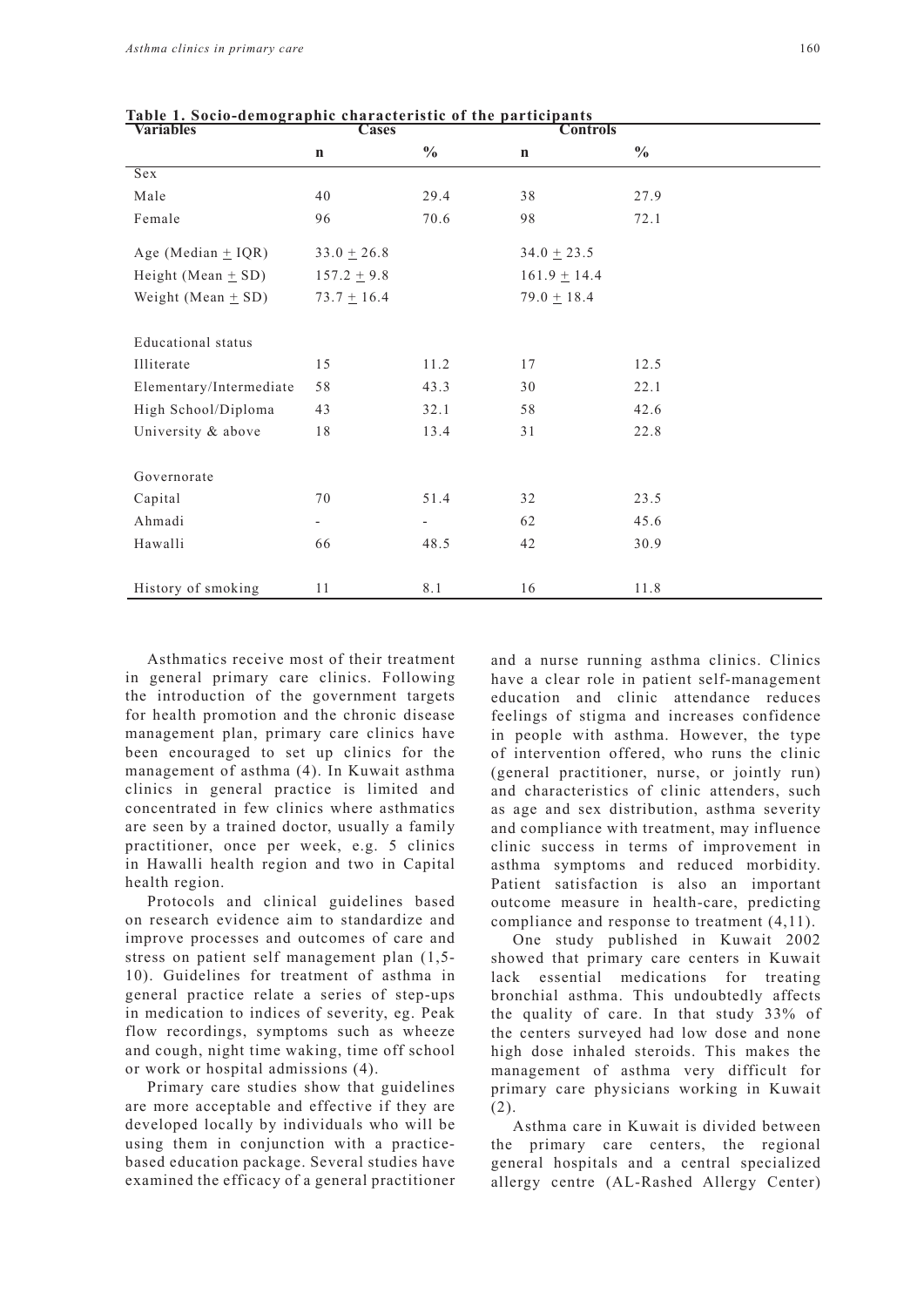**Table 1. Socio-demographic characteristic of the participants**

| Variables | Cases | | Controls | |
|---|---|---|---|---|
| | n | % | n | % |
| Sex | | | | |
| Male | 40 | 29.4 | 38 | 27.9 |
| Female | 96 | 70.6 | 98 | 72.1 |
| Age (Median ± IQR) | 33.0 ± 26.8 | | 34.0 ± 23.5 | |
| Height (Mean ± SD) | 157.2 ± 9.8 | | 161.9 ± 14.4 | |
| Weight (Mean ± SD) | 73.7 ± 16.4 | | 79.0 ± 18.4 | |
| Educational status | | | | |
| Illiterate | 15 | 11.2 | 17 | 12.5 |
| Elementary/Intermediate | 58 | 43.3 | 30 | 22.1 |
| High School/Diploma | 43 | 32.1 | 58 | 42.6 |
| University & above | 18 | 13.4 | 31 | 22.8 |
| Governorate | | | | |
| Capital | 70 | 51.4 | 32 | 23.5 |
| Ahmadi | - | - | 62 | 45.6 |
| Hawalli | 66 | 48.5 | 42 | 30.9 |
| History of smoking | 11 | 8.1 | 16 | 11.8 |

Asthmatics receive most of their treatment in general primary care clinics. Following the introduction of the government targets for health promotion and the chronic disease management plan, primary care clinics have been encouraged to set up clinics for the management of asthma (4). In Kuwait asthma clinics in general practice is limited and concentrated in few clinics where asthmatics are seen by a trained doctor, usually a family practitioner, once per week, e.g. 5 clinics in Hawalli health region and two in Capital health region.

Protocols and clinical guidelines based on research evidence aim to standardize and improve processes and outcomes of care and stress on patient self management plan (1,5-10). Guidelines for treatment of asthma in general practice relate a series of step-ups in medication to indices of severity, eg. Peak flow recordings, symptoms such as wheeze and cough, night time waking, time off school or work or hospital admissions (4).

Primary care studies show that guidelines are more acceptable and effective if they are developed locally by individuals who will be using them in conjunction with a practice-based education package. Several studies have examined the efficacy of a general practitioner and a nurse running asthma clinics. Clinics have a clear role in patient self-management education and clinic attendance reduces feelings of stigma and increases confidence in people with asthma. However, the type of intervention offered, who runs the clinic (general practitioner, nurse, or jointly run) and characteristics of clinic attenders, such as age and sex distribution, asthma severity and compliance with treatment, may influence clinic success in terms of improvement in asthma symptoms and reduced morbidity. Patient satisfaction is also an important outcome measure in health-care, predicting compliance and response to treatment (4,11).

One study published in Kuwait 2002 showed that primary care centers in Kuwait lack essential medications for treating bronchial asthma. This undoubtedly affects the quality of care. In that study 33% of the centers surveyed had low dose and none high dose inhaled steroids. This makes the management of asthma very difficult for primary care physicians working in Kuwait (2).

Asthma care in Kuwait is divided between the primary care centers, the regional general hospitals and a central specialized allergy centre (AL-Rashed Allergy Center)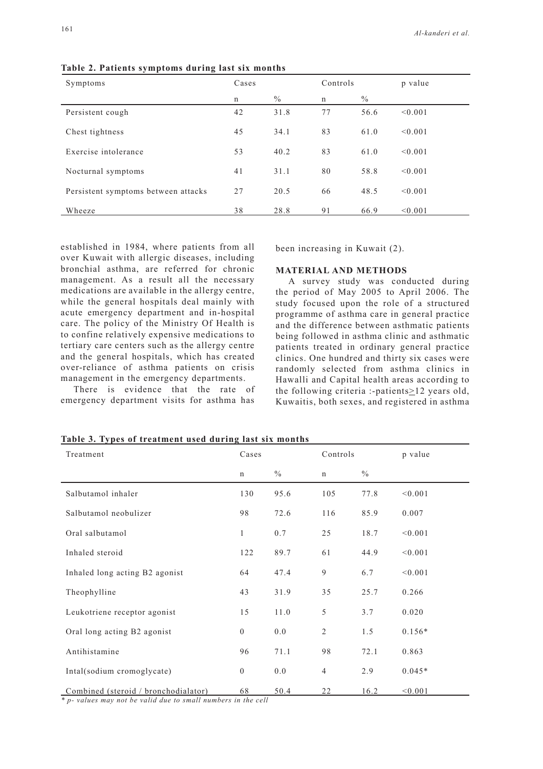**Table 2. Patients symptoms during last six months**

| Symptoms | Cases | | Controls | | p value |
|---|---|---|---|---|---|
| | n | % | n | % | |
| Persistent cough | 42 | 31.8 | 77 | 56.6 | <0.001 |
| Chest tightness | 45 | 34.1 | 83 | 61.0 | <0.001 |
| Exercise intolerance | 53 | 40.2 | 83 | 61.0 | <0.001 |
| Nocturnal symptoms | 41 | 31.1 | 80 | 58.8 | <0.001 |
| Persistent symptoms between attacks | 27 | 20.5 | 66 | 48.5 | <0.001 |
| Wheeze | 38 | 28.8 | 91 | 66.9 | <0.001 |

established in 1984, where patients from all over Kuwait with allergic diseases, including bronchial asthma, are referred for chronic management. As a result all the necessary medications are available in the allergy centre, while the general hospitals deal mainly with acute emergency department and in-hospital care. The policy of the Ministry Of Health is to confine relatively expensive medications to tertiary care centers such as the allergy centre and the general hospitals, which has created over-reliance of asthma patients on crisis management in the emergency departments.

There is evidence that the rate of emergency department visits for asthma has been increasing in Kuwait (2).

## MATERIAL AND METHODS

A survey study was conducted during the period of May 2005 to April 2006. The study focused upon the role of a structured programme of asthma care in general practice and the difference between asthmatic patients being followed in asthma clinic and asthmatic patients treated in ordinary general practice clinics. One hundred and thirty six cases were randomly selected from asthma clinics in Hawalli and Capital health areas according to the following criteria :-patients≥12 years old, Kuwaitis, both sexes, and registered in asthma

**Table 3. Types of treatment used during last six months**

| Treatment | Cases | | Controls | | p value |
|---|---|---|---|---|---|
| | n | % | n | % | |
| Salbutamol inhaler | 130 | 95.6 | 105 | 77.8 | <0.001 |
| Salbutamol neobulizer | 98 | 72.6 | 116 | 85.9 | 0.007 |
| Oral salbutamol | 1 | 0.7 | 25 | 18.7 | <0.001 |
| Inhaled steroid | 122 | 89.7 | 61 | 44.9 | <0.001 |
| Inhaled long acting B2 agonist | 64 | 47.4 | 9 | 6.7 | <0.001 |
| Theophylline | 43 | 31.9 | 35 | 25.7 | 0.266 |
| Leukotriene receptor agonist | 15 | 11.0 | 5 | 3.7 | 0.020 |
| Oral long acting B2 agonist | 0 | 0.0 | 2 | 1.5 | 0.156* |
| Antihistamine | 96 | 71.1 | 98 | 72.1 | 0.863 |
| Intal(sodium cromoglycate) | 0 | 0.0 | 4 | 2.9 | 0.045* |
| Combined (steroid / bronchodialator) | 68 | 50.4 | 22 | 16.2 | <0.001 |

*\* p- values may not be valid due to small numbers in the cell*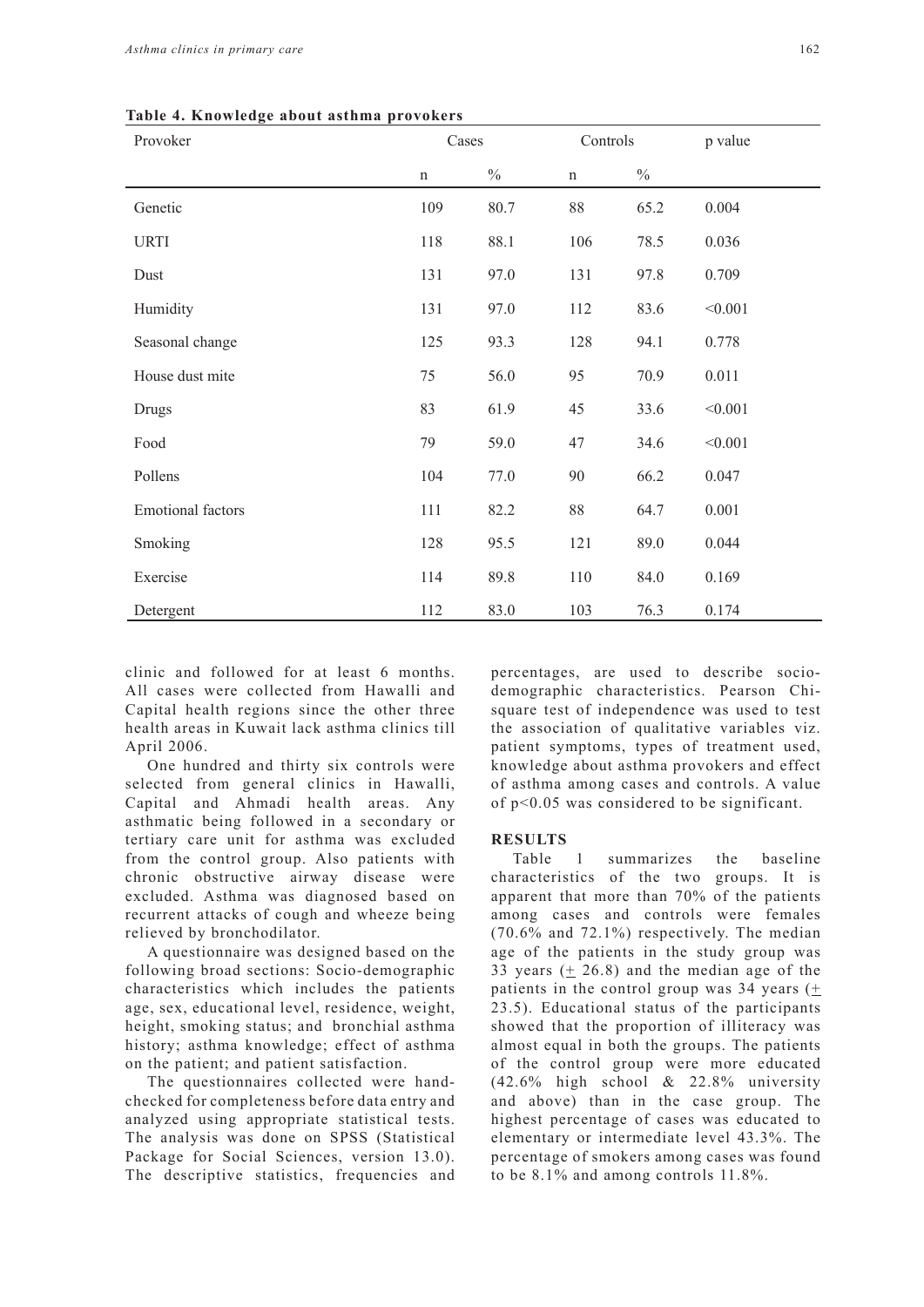**Table 4. Knowledge about asthma provokers**

| Provoker | Cases | | Controls | | p value |
|---|---|---|---|---|---|
| | n | % | n | % | |
| Genetic | 109 | 80.7 | 88 | 65.2 | 0.004 |
| URTI | 118 | 88.1 | 106 | 78.5 | 0.036 |
| Dust | 131 | 97.0 | 131 | 97.8 | 0.709 |
| Humidity | 131 | 97.0 | 112 | 83.6 | <0.001 |
| Seasonal change | 125 | 93.3 | 128 | 94.1 | 0.778 |
| House dust mite | 75 | 56.0 | 95 | 70.9 | 0.011 |
| Drugs | 83 | 61.9 | 45 | 33.6 | <0.001 |
| Food | 79 | 59.0 | 47 | 34.6 | <0.001 |
| Pollens | 104 | 77.0 | 90 | 66.2 | 0.047 |
| Emotional factors | 111 | 82.2 | 88 | 64.7 | 0.001 |
| Smoking | 128 | 95.5 | 121 | 89.0 | 0.044 |
| Exercise | 114 | 89.8 | 110 | 84.0 | 0.169 |
| Detergent | 112 | 83.0 | 103 | 76.3 | 0.174 |

clinic and followed for at least 6 months. All cases were collected from Hawalli and Capital health regions since the other three health areas in Kuwait lack asthma clinics till April 2006.

One hundred and thirty six controls were selected from general clinics in Hawalli, Capital and Ahmadi health areas. Any asthmatic being followed in a secondary or tertiary care unit for asthma was excluded from the control group. Also patients with chronic obstructive airway disease were excluded. Asthma was diagnosed based on recurrent attacks of cough and wheeze being relieved by bronchodilator.

A questionnaire was designed based on the following broad sections: Socio-demographic characteristics which includes the patients age, sex, educational level, residence, weight, height, smoking status; and bronchial asthma history; asthma knowledge; effect of asthma on the patient; and patient satisfaction.

The questionnaires collected were hand-checked for completeness before data entry and analyzed using appropriate statistical tests. The analysis was done on SPSS (Statistical Package for Social Sciences, version 13.0). The descriptive statistics, frequencies and percentages, are used to describe socio-demographic characteristics. Pearson Chi-square test of independence was used to test the association of qualitative variables viz. patient symptoms, types of treatment used, knowledge about asthma provokers and effect of asthma among cases and controls. A value of $p<0.05$ was considered to be significant.

## RESULTS

Table 1 summarizes the baseline characteristics of the two groups. It is apparent that more than 70% of the patients among cases and controls were females (70.6% and 72.1%) respectively. The median age of the patients in the study group was 33 years ($\pm$ 26.8) and the median age of the patients in the control group was 34 years ($\pm$ 23.5). Educational status of the participants showed that the proportion of illiteracy was almost equal in both the groups. The patients of the control group were more educated (42.6% high school & 22.8% university and above) than in the case group. The highest percentage of cases was educated to elementary or intermediate level 43.3%. The percentage of smokers among cases was found to be 8.1% and among controls 11.8%.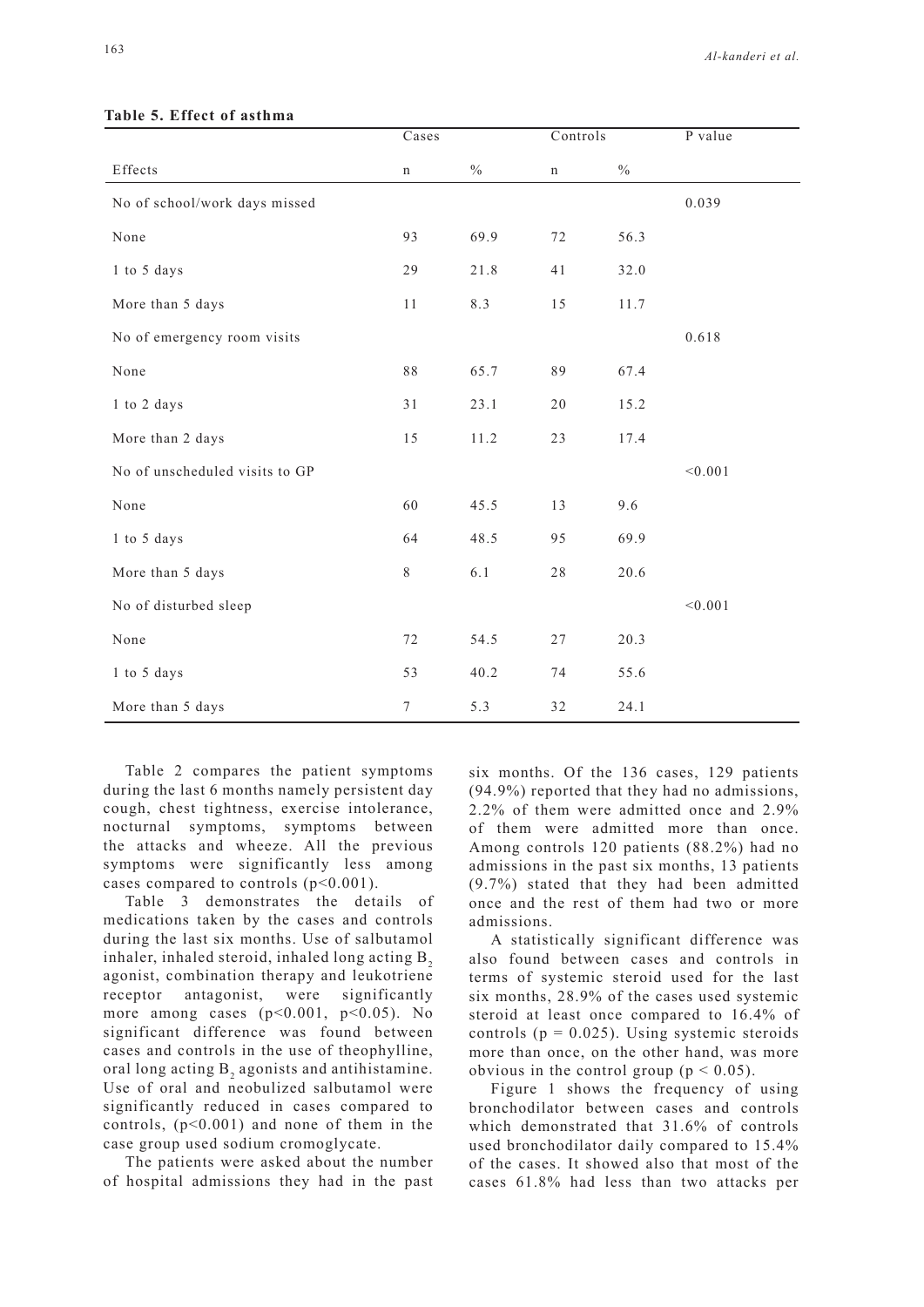**Table 5. Effect of asthma**

| Effects | Cases | | Controls | | P value |
|---|---|---|---|---|---|
| | n | % | n | % | |
| No of school/work days missed | | | | | 0.039 |
| None | 93 | 69.9 | 72 | 56.3 | |
| 1 to 5 days | 29 | 21.8 | 41 | 32.0 | |
| More than 5 days | 11 | 8.3 | 15 | 11.7 | |
| No of emergency room visits | | | | | 0.618 |
| None | 88 | 65.7 | 89 | 67.4 | |
| 1 to 2 days | 31 | 23.1 | 20 | 15.2 | |
| More than 2 days | 15 | 11.2 | 23 | 17.4 | |
| No of unscheduled visits to GP | | | | | <0.001 |
| None | 60 | 45.5 | 13 | 9.6 | |
| 1 to 5 days | 64 | 48.5 | 95 | 69.9 | |
| More than 5 days | 8 | 6.1 | 28 | 20.6 | |
| No of disturbed sleep | | | | | <0.001 |
| None | 72 | 54.5 | 27 | 20.3 | |
| 1 to 5 days | 53 | 40.2 | 74 | 55.6 | |
| More than 5 days | 7 | 5.3 | 32 | 24.1 | |

Table 2 compares the patient symptoms during the last 6 months namely persistent day cough, chest tightness, exercise intolerance, nocturnal symptoms, symptoms between the attacks and wheeze. All the previous symptoms were significantly less among cases compared to controls ($p<0.001$).

Table 3 demonstrates the details of medications taken by the cases and controls during the last six months. Use of salbutamol inhaler, inhaled steroid, inhaled long acting $B_2$ agonist, combination therapy and leukotriene receptor antagonist, were significantly more among cases ($p<0.001$, $p<0.05$). No significant difference was found between cases and controls in the use of theophylline, oral long acting $B_2$ agonists and antihistamine. Use of oral and neobulized salbutamol were significantly reduced in cases compared to controls, ($p<0.001$) and none of them in the case group used sodium cromoglycate.

The patients were asked about the number of hospital admissions they had in the past six months. Of the 136 cases, 129 patients (94.9%) reported that they had no admissions, 2.2% of them were admitted once and 2.9% of them were admitted more than once. Among controls 120 patients (88.2%) had no admissions in the past six months, 13 patients (9.7%) stated that they had been admitted once and the rest of them had two or more admissions.

A statistically significant difference was also found between cases and controls in terms of systemic steroid used for the last six months, 28.9% of the cases used systemic steroid at least once compared to 16.4% of controls ($p = 0.025$). Using systemic steroids more than once, on the other hand, was more obvious in the control group ($p < 0.05$).

Figure 1 shows the frequency of using bronchodilator between cases and controls which demonstrated that 31.6% of controls used bronchodilator daily compared to 15.4% of the cases. It showed also that most of the cases 61.8% had less than two attacks per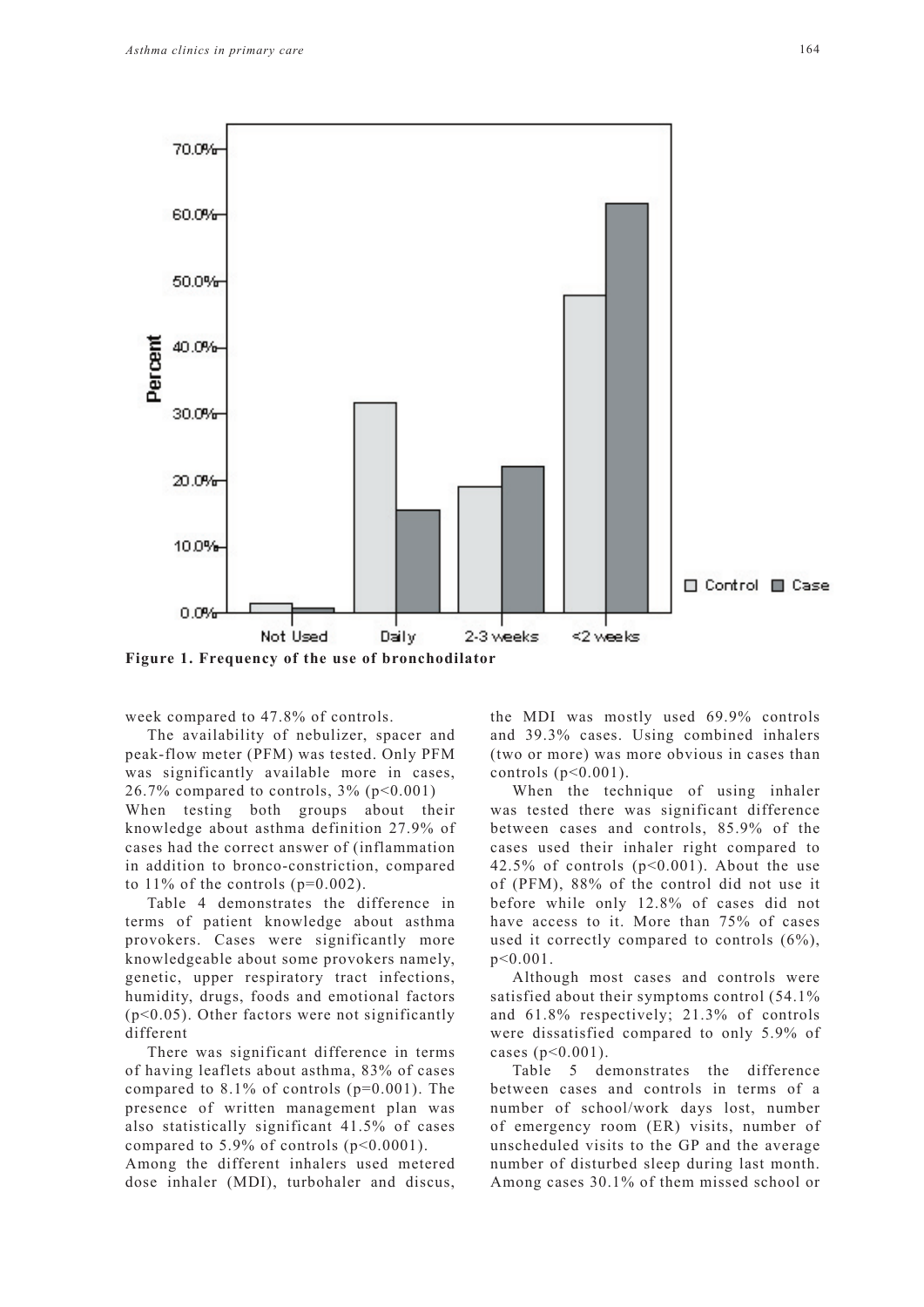Figure 1. Frequency of the use of bronchodilator

week compared to 47.8% of controls.

The availability of nebulizer, spacer and peak-flow meter (PFM) was tested. Only PFM was significantly available more in cases, 26.7% compared to controls, 3% ($p<0.001$)

When testing both groups about their knowledge about asthma definition 27.9% of cases had the correct answer of (inflammation in addition to bronco-constriction, compared to 11% of the controls ($p=0.002$).

Table 4 demonstrates the difference in terms of patient knowledge about asthma provokers. Cases were significantly more knowledgeable about some provokers namely, genetic, upper respiratory tract infections, humidity, drugs, foods and emotional factors ($p<0.05$). Other factors were not significantly different

There was significant difference in terms of having leaflets about asthma, 83% of cases compared to 8.1% of controls ($p=0.001$). The presence of written management plan was also statistically significant 41.5% of cases compared to 5.9% of controls ($p<0.0001$).

Among the different inhalers used metered dose inhaler (MDI), turbohaler and discus, the MDI was mostly used 69.9% controls and 39.3% cases. Using combined inhalers (two or more) was more obvious in cases than controls ($p<0.001$).

When the technique of using inhaler was tested there was significant difference between cases and controls, 85.9% of the cases used their inhaler right compared to 42.5% of controls ($p<0.001$). About the use of (PFM), 88% of the control did not use it before while only 12.8% of cases did not have access to it. More than 75% of cases used it correctly compared to controls (6%), $p<0.001$.

Although most cases and controls were satisfied about their symptoms control (54.1% and 61.8% respectively; 21.3% of controls were dissatisfied compared to only 5.9% of cases ($p<0.001$).

Table 5 demonstrates the difference between cases and controls in terms of a number of school/work days lost, number of emergency room (ER) visits, number of unscheduled visits to the GP and the average number of disturbed sleep during last month. Among cases 30.1% of them missed school or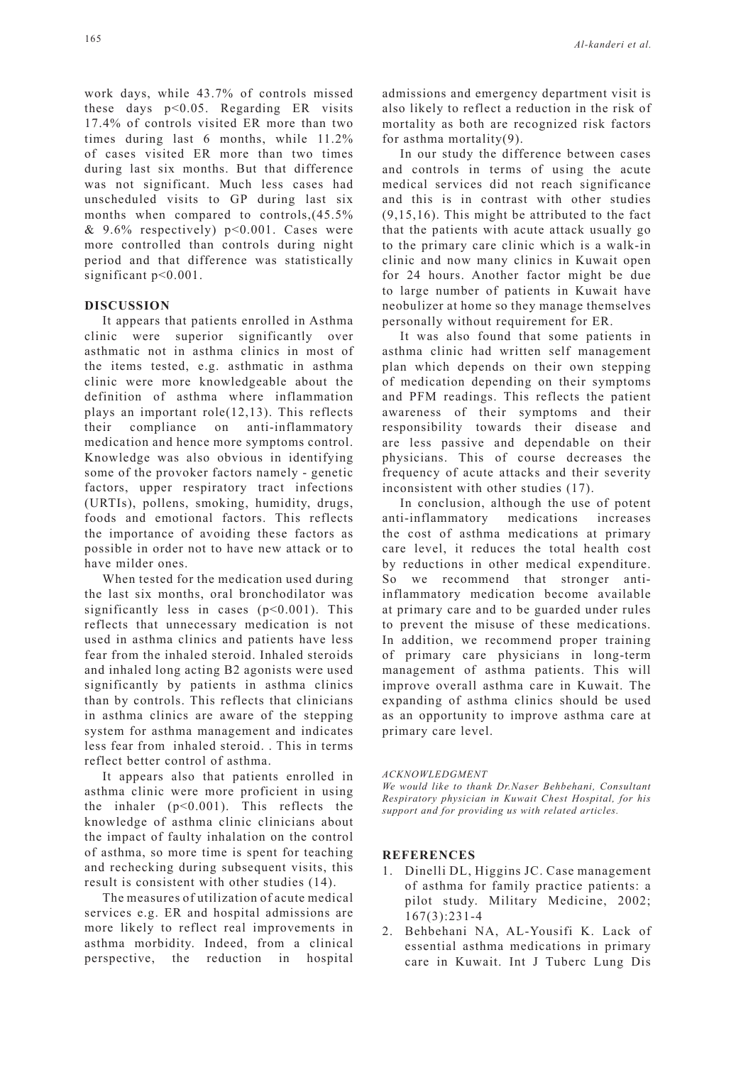work days, while 43.7% of controls missed these days $p<0.05$. Regarding ER visits 17.4% of controls visited ER more than two times during last 6 months, while 11.2% of cases visited ER more than two times during last six months. But that difference was not significant. Much less cases had unscheduled visits to GP during last six months when compared to controls,(45.5% & 9.6% respectively) $p<0.001$. Cases were more controlled than controls during night period and that difference was statistically significant $p<0.001$.

## DISCUSSION

It appears that patients enrolled in Asthma clinic were superior significantly over asthmatic not in asthma clinics in most of the items tested, e.g. asthmatic in asthma clinic were more knowledgeable about the definition of asthma where inflammation plays an important role(12,13). This reflects their compliance on anti-inflammatory medication and hence more symptoms control. Knowledge was also obvious in identifying some of the provoker factors namely - genetic factors, upper respiratory tract infections (URTIs), pollens, smoking, humidity, drugs, foods and emotional factors. This reflects the importance of avoiding these factors as possible in order not to have new attack or to have milder ones.

When tested for the medication used during the last six months, oral bronchodilator was significantly less in cases ($p<0.001$). This reflects that unnecessary medication is not used in asthma clinics and patients have less fear from the inhaled steroid. Inhaled steroids and inhaled long acting B2 agonists were used significantly by patients in asthma clinics than by controls. This reflects that clinicians in asthma clinics are aware of the stepping system for asthma management and indicates less fear from inhaled steroid. . This in terms reflect better control of asthma.

It appears also that patients enrolled in asthma clinic were more proficient in using the inhaler ($p<0.001$). This reflects the knowledge of asthma clinic clinicians about the impact of faulty inhalation on the control of asthma, so more time is spent for teaching and rechecking during subsequent visits, this result is consistent with other studies (14).

The measures of utilization of acute medical services e.g. ER and hospital admissions are more likely to reflect real improvements in asthma morbidity. Indeed, from a clinical perspective, the reduction in hospital admissions and emergency department visit is also likely to reflect a reduction in the risk of mortality as both are recognized risk factors for asthma mortality(9).

In our study the difference between cases and controls in terms of using the acute medical services did not reach significance and this is in contrast with other studies (9,15,16). This might be attributed to the fact that the patients with acute attack usually go to the primary care clinic which is a walk-in clinic and now many clinics in Kuwait open for 24 hours. Another factor might be due to large number of patients in Kuwait have neobulizer at home so they manage themselves personally without requirement for ER.

It was also found that some patients in asthma clinic had written self management plan which depends on their own stepping of medication depending on their symptoms and PFM readings. This reflects the patient awareness of their symptoms and their responsibility towards their disease and are less passive and dependable on their physicians. This of course decreases the frequency of acute attacks and their severity inconsistent with other studies (17).

In conclusion, although the use of potent anti-inflammatory medications increases the cost of asthma medications at primary care level, it reduces the total health cost by reductions in other medical expenditure. So we recommend that stronger anti-inflammatory medication become available at primary care and to be guarded under rules to prevent the misuse of these medications. In addition, we recommend proper training of primary care physicians in long-term management of asthma patients. This will improve overall asthma care in Kuwait. The expanding of asthma clinics should be used as an opportunity to improve asthma care at primary care level.

*ACKNOWLEDGMENT*

*We would like to thank Dr.Naser Behbehani, Consultant Respiratory physician in Kuwait Chest Hospital, for his support and for providing us with related articles.*

## REFERENCES

1. Dinelli DL, Higgins JC. Case management of asthma for family practice patients: a pilot study. Military Medicine, 2002; 167(3):231-4
2. Behbehani NA, AL-Yousifi K. Lack of essential asthma medications in primary care in Kuwait. Int J Tuberc Lung Dis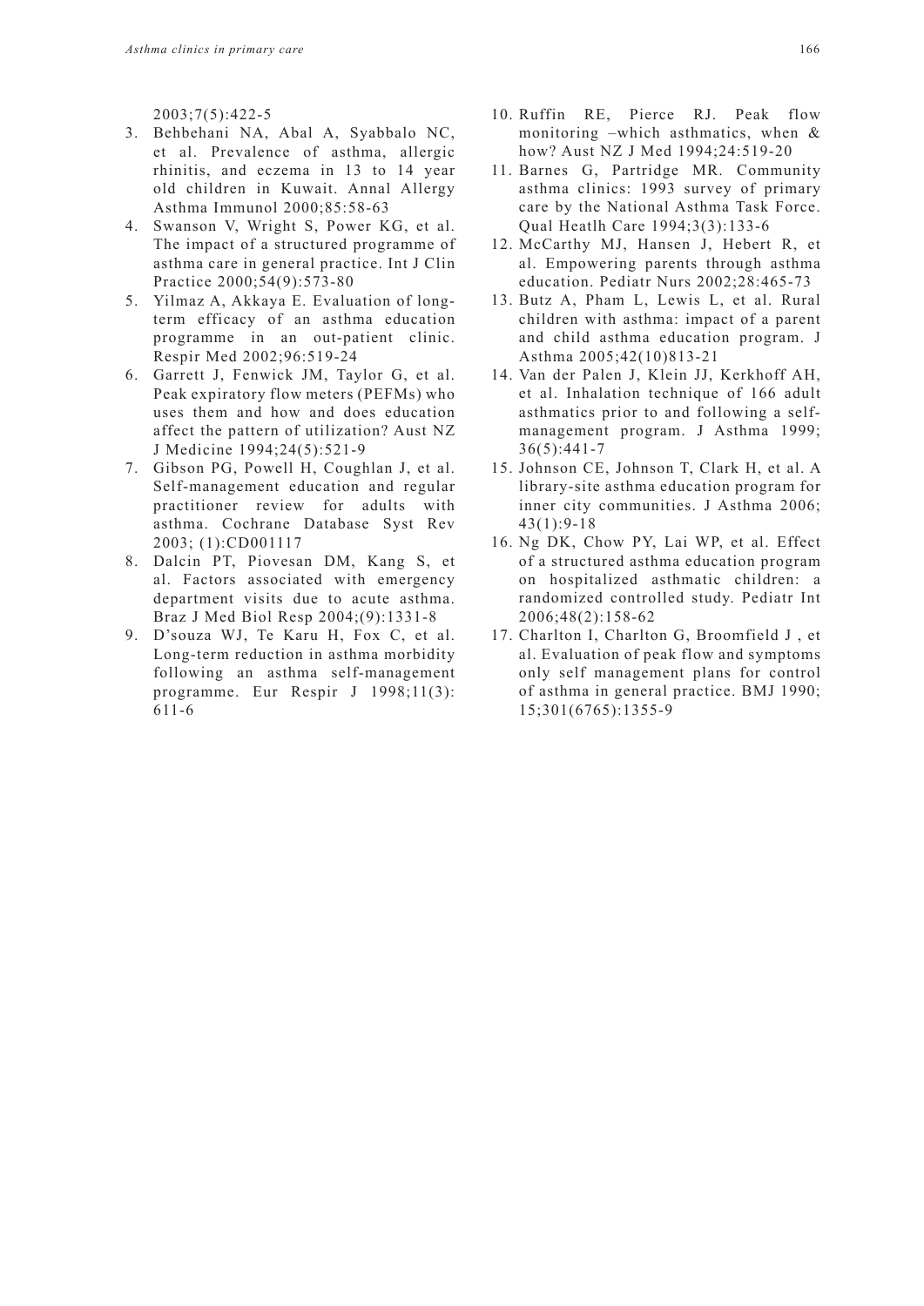2003;7(5):422-5

3. Behbehani NA, Abal A, Syabbalo NC, et al. Prevalence of asthma, allergic rhinitis, and eczema in 13 to 14 year old children in Kuwait. Annal Allergy Asthma Immunol 2000;85:58-63
4. Swanson V, Wright S, Power KG, et al. The impact of a structured programme of asthma care in general practice. Int J Clin Practice 2000;54(9):573-80
5. Yilmaz A, Akkaya E. Evaluation of long-term efficacy of an asthma education programme in an out-patient clinic. Respir Med 2002;96:519-24
6. Garrett J, Fenwick JM, Taylor G, et al. Peak expiratory flow meters (PEFMs) who uses them and how and does education affect the pattern of utilization? Aust NZ J Medicine 1994;24(5):521-9
7. Gibson PG, Powell H, Coughlan J, et al. Self-management education and regular practitioner review for adults with asthma. Cochrane Database Syst Rev 2003; (1):CD001117
8. Dalcin PT, Piovesan DM, Kang S, et al. Factors associated with emergency department visits due to acute asthma. Braz J Med Biol Resp 2004;(9):1331-8
9. D'souza WJ, Te Karu H, Fox C, et al. Long-term reduction in asthma morbidity following an asthma self-management programme. Eur Respir J 1998;11(3): 611-6
10. Ruffin RE, Pierce RJ. Peak flow monitoring –which asthmatics, when & how? Aust NZ J Med 1994;24:519-20
11. Barnes G, Partridge MR. Community asthma clinics: 1993 survey of primary care by the National Asthma Task Force. Qual Heatlh Care 1994;3(3):133-6
12. McCarthy MJ, Hansen J, Hebert R, et al. Empowering parents through asthma education. Pediatr Nurs 2002;28:465-73
13. Butz A, Pham L, Lewis L, et al. Rural children with asthma: impact of a parent and child asthma education program. J Asthma 2005;42(10)813-21
14. Van der Palen J, Klein JJ, Kerkhoff AH, et al. Inhalation technique of 166 adult asthmatics prior to and following a self-management program. J Asthma 1999; 36(5):441-7
15. Johnson CE, Johnson T, Clark H, et al. A library-site asthma education program for inner city communities. J Asthma 2006; 43(1):9-18
16. Ng DK, Chow PY, Lai WP, et al. Effect of a structured asthma education program on hospitalized asthmatic children: a randomized controlled study. Pediatr Int 2006;48(2):158-62
17. Charlton I, Charlton G, Broomfield J , et al. Evaluation of peak flow and symptoms only self management plans for control of asthma in general practice. BMJ 1990; 15;301(6765):1355-9